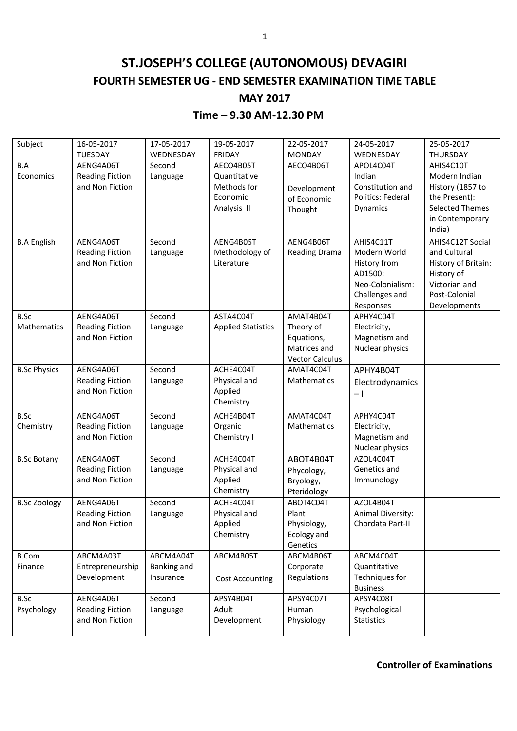# ST.JOSEPH'S COLLEGE (AUTONOMOUS) DEVAGIRI

## FOURTH SEMESTER UG - END SEMESTER EXAMINATION TIME TABLE

## MAY 2017

## Time – 9.30 AM-12.30 PM

| Subject | 16-05-2017 TUESDAY | 17-05-2017 WEDNESDAY | 19-05-2017 FRIDAY | 22-05-2017 MONDAY | 24-05-2017 WEDNESDAY | 25-05-2017 THURSDAY |
|---|---|---|---|---|---|---|
| B.A Economics | AENG4A06T Reading Fiction and Non Fiction | Second Language | AECO4B05T Quantitative Methods for Economic Analysis II | AECO4B06T Development of Economic Thought | APOL4C04T Indian Constitution and Politics: Federal Dynamics | AHIS4C10T Modern Indian History (1857 to the Present): Selected Themes in Contemporary India) |
| B.A English | AENG4A06T Reading Fiction and Non Fiction | Second Language | AENG4B05T Methodology of Literature | AENG4B06T Reading Drama | AHIS4C11T Modern World History from AD1500: Neo-Colonialism: Challenges and Responses | AHIS4C12T Social and Cultural History of Britain: History of Victorian and Post-Colonial Developments |
| B.Sc Mathematics | AENG4A06T Reading Fiction and Non Fiction | Second Language | ASTA4C04T Applied Statistics | AMAT4B04T Theory of Equations, Matrices and Vector Calculus | APHY4C04T Electricity, Magnetism and Nuclear physics | |
| B.Sc Physics | AENG4A06T Reading Fiction and Non Fiction | Second Language | ACHE4C04T Physical and Applied Chemistry | AMAT4C04T Mathematics | APHY4B04T Electrodynamics – I | |
| B.Sc Chemistry | AENG4A06T Reading Fiction and Non Fiction | Second Language | ACHE4B04T Organic Chemistry I | AMAT4C04T Mathematics | APHY4C04T Electricity, Magnetism and Nuclear physics | |
| B.Sc Botany | AENG4A06T Reading Fiction and Non Fiction | Second Language | ACHE4C04T Physical and Applied Chemistry | ABOT4B04T Phycology, Bryology, Pteridology | AZOL4C04T Genetics and Immunology | |
| B.Sc Zoology | AENG4A06T Reading Fiction and Non Fiction | Second Language | ACHE4C04T Physical and Applied Chemistry | ABOT4C04T Plant Physiology, Ecology and Genetics | AZOL4B04T Animal Diversity: Chordata Part-II | |
| B.Com Finance | ABCM4A03T Entrepreneurship Development | ABCM4A04T Banking and Insurance | ABCM4B05T Cost Accounting | ABCM4B06T Corporate Regulations | ABCM4C04T Quantitative Techniques for Business | |
| B.Sc Psychology | AENG4A06T Reading Fiction and Non Fiction | Second Language | APSY4B04T Adult Development | APSY4C07T Human Physiology | APSY4C08T Psychological Statistics | |

**Controller of Examinations**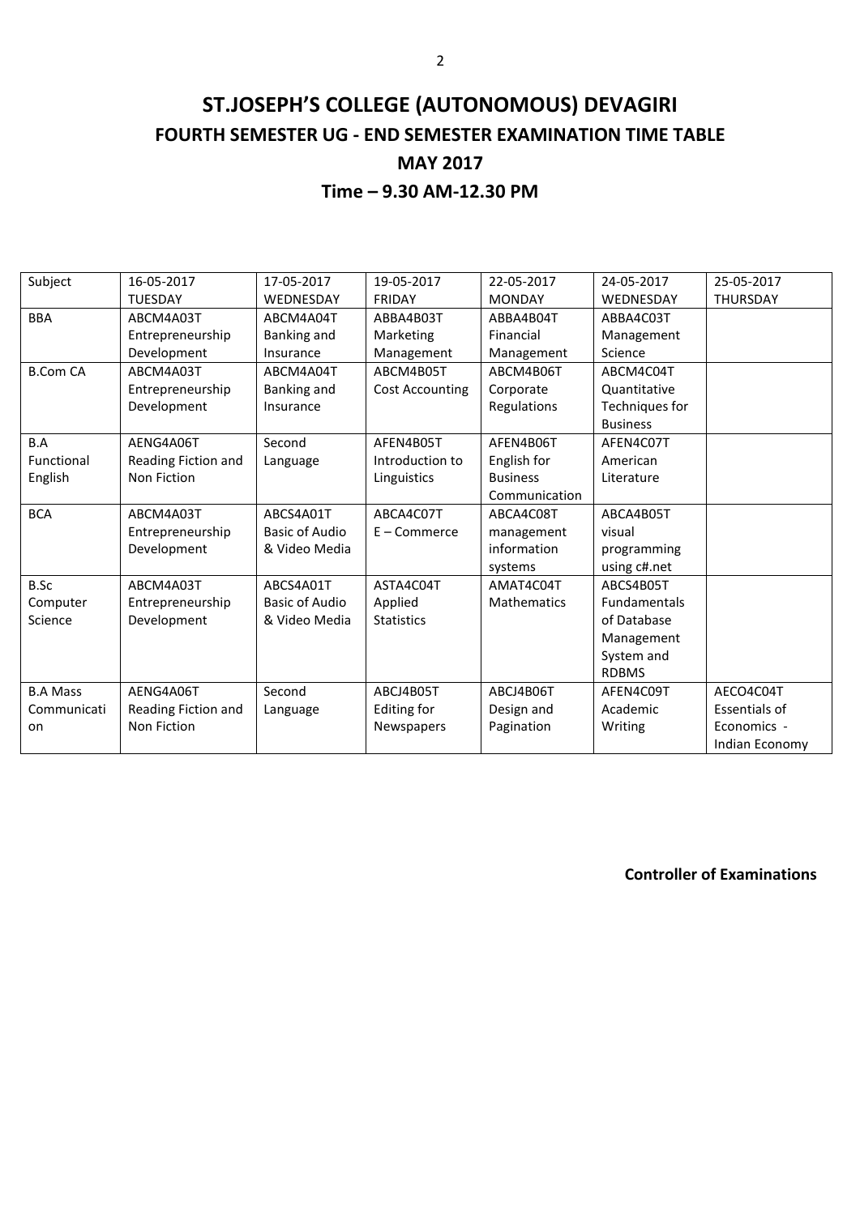# ST.JOSEPH'S COLLEGE (AUTONOMOUS) DEVAGIRI

## FOURTH SEMESTER UG - END SEMESTER EXAMINATION TIME TABLE

## MAY 2017

## Time – 9.30 AM-12.30 PM

| Subject | 16-05-2017 TUESDAY | 17-05-2017 WEDNESDAY | 19-05-2017 FRIDAY | 22-05-2017 MONDAY | 24-05-2017 WEDNESDAY | 25-05-2017 THURSDAY |
|---|---|---|---|---|---|---|
| BBA | ABCM4A03T Entrepreneurship Development | ABCM4A04T Banking and Insurance | ABBA4B03T Marketing Management | ABBA4B04T Financial Management | ABBA4C03T Management Science | |
| B.Com CA | ABCM4A03T Entrepreneurship Development | ABCM4A04T Banking and Insurance | ABCM4B05T Cost Accounting | ABCM4B06T Corporate Regulations | ABCM4C04T Quantitative Techniques for Business | |
| B.A Functional English | AENG4A06T Reading Fiction and Non Fiction | Second Language | AFEN4B05T Introduction to Linguistics | AFEN4B06T English for Business Communication | AFEN4C07T American Literature | |
| BCA | ABCM4A03T Entrepreneurship Development | ABCS4A01T Basic of Audio & Video Media | ABCA4C07T E – Commerce | ABCA4C08T management information systems | ABCA4B05T visual programming using c#.net | |
| B.Sc Computer Science | ABCM4A03T Entrepreneurship Development | ABCS4A01T Basic of Audio & Video Media | ASTA4C04T Applied Statistics | AMAT4C04T Mathematics | ABCS4B05T Fundamentals of Database Management System and RDBMS | |
| B.A Mass Communication | AENG4A06T Reading Fiction and Non Fiction | Second Language | ABCJ4B05T Editing for Newspapers | ABCJ4B06T Design and Pagination | AFEN4C09T Academic Writing | AECO4C04T Essentials of Economics - Indian Economy |

**Controller of Examinations**